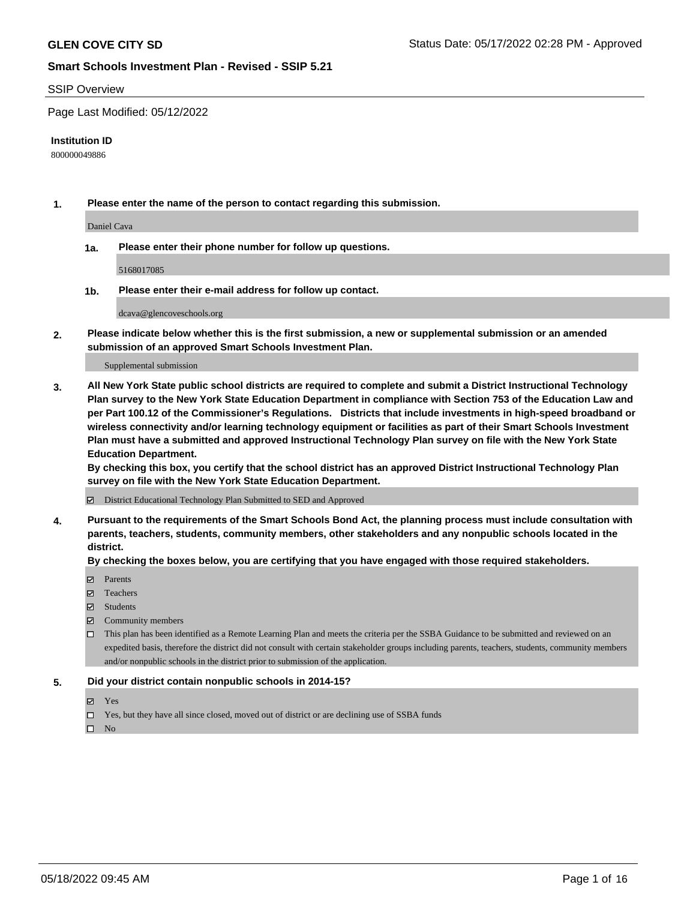# GLEN COVE CITY SD

Status Date: 05/17/2022 02:28 PM - Approved

## Smart Schools Investment Plan - Revised - SSIP 5.21

SSIP Overview

Page Last Modified: 05/12/2022

**Institution ID**

800000049886

1. **Please enter the name of the person to contact regarding this submission.**

   Daniel Cava

   1a. **Please enter their phone number for follow up questions.**

   5168017085

   1b. **Please enter their e-mail address for follow up contact.**

   dcava@glencoveschools.org

2. **Please indicate below whether this is the first submission, a new or supplemental submission or an amended submission of an approved Smart Schools Investment Plan.**

   Supplemental submission

3. **All New York State public school districts are required to complete and submit a District Instructional Technology Plan survey to the New York State Education Department in compliance with Section 753 of the Education Law and per Part 100.12 of the Commissioner's Regulations. Districts that include investments in high-speed broadband or wireless connectivity and/or learning technology equipment or facilities as part of their Smart Schools Investment Plan must have a submitted and approved Instructional Technology Plan survey on file with the New York State Education Department.**
   **By checking this box, you certify that the school district has an approved District Instructional Technology Plan survey on file with the New York State Education Department.**

   ☑ District Educational Technology Plan Submitted to SED and Approved

4. **Pursuant to the requirements of the Smart Schools Bond Act, the planning process must include consultation with parents, teachers, students, community members, other stakeholders and any nonpublic schools located in the district.**
   **By checking the boxes below, you are certifying that you have engaged with those required stakeholders.**

   ☑ Parents
   ☑ Teachers
   ☑ Students
   ☑ Community members
   ☐ This plan has been identified as a Remote Learning Plan and meets the criteria per the SSBA Guidance to be submitted and reviewed on an expedited basis, therefore the district did not consult with certain stakeholder groups including parents, teachers, students, community members and/or nonpublic schools in the district prior to submission of the application.

5. **Did your district contain nonpublic schools in 2014-15?**

   ☑ Yes
   ☐ Yes, but they have all since closed, moved out of district or are declining use of SSBA funds
   ☐ No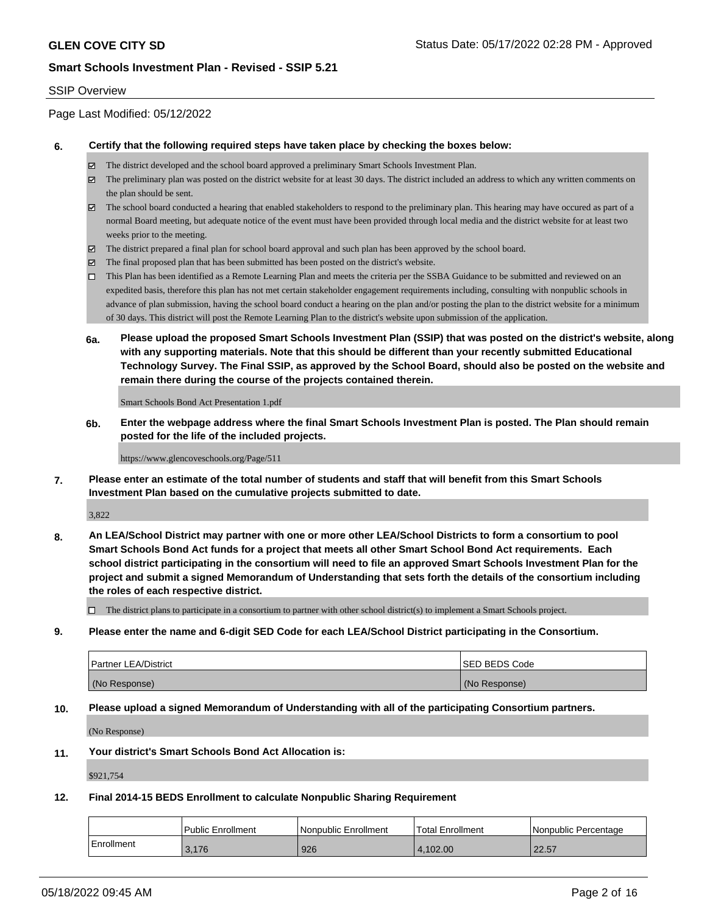## SSIP Overview

Page Last Modified: 05/12/2022

**6. Certify that the following required steps have taken place by checking the boxes below:**

- ☑ The district developed and the school board approved a preliminary Smart Schools Investment Plan.
- ☑ The preliminary plan was posted on the district website for at least 30 days. The district included an address to which any written comments on the plan should be sent.
- ☑ The school board conducted a hearing that enabled stakeholders to respond to the preliminary plan. This hearing may have occured as part of a normal Board meeting, but adequate notice of the event must have been provided through local media and the district website for at least two weeks prior to the meeting.
- ☑ The district prepared a final plan for school board approval and such plan has been approved by the school board.
- ☑ The final proposed plan that has been submitted has been posted on the district's website.
- ☐ This Plan has been identified as a Remote Learning Plan and meets the criteria per the SSBA Guidance to be submitted and reviewed on an expedited basis, therefore this plan has not met certain stakeholder engagement requirements including, consulting with nonpublic schools in advance of plan submission, having the school board conduct a hearing on the plan and/or posting the plan to the district website for a minimum of 30 days. This district will post the Remote Learning Plan to the district's website upon submission of the application.

**6a. Please upload the proposed Smart Schools Investment Plan (SSIP) that was posted on the district's website, along with any supporting materials. Note that this should be different than your recently submitted Educational Technology Survey. The Final SSIP, as approved by the School Board, should also be posted on the website and remain there during the course of the projects contained therein.**

Smart Schools Bond Act Presentation 1.pdf

**6b. Enter the webpage address where the final Smart Schools Investment Plan is posted. The Plan should remain posted for the life of the included projects.**

https://www.glencoveschools.org/Page/511

**7. Please enter an estimate of the total number of students and staff that will benefit from this Smart Schools Investment Plan based on the cumulative projects submitted to date.**

3,822

**8. An LEA/School District may partner with one or more other LEA/School Districts to form a consortium to pool Smart Schools Bond Act funds for a project that meets all other Smart School Bond Act requirements. Each school district participating in the consortium will need to file an approved Smart Schools Investment Plan for the project and submit a signed Memorandum of Understanding that sets forth the details of the consortium including the roles of each respective district.**

- ☐ The district plans to participate in a consortium to partner with other school district(s) to implement a Smart Schools project.

**9. Please enter the name and 6-digit SED Code for each LEA/School District participating in the Consortium.**

| Partner LEA/District | SED BEDS Code |
|---|---|
| (No Response) | (No Response) |

**10. Please upload a signed Memorandum of Understanding with all of the participating Consortium partners.**

(No Response)

**11. Your district's Smart Schools Bond Act Allocation is:**

$921,754

**12. Final 2014-15 BEDS Enrollment to calculate Nonpublic Sharing Requirement**

| | Public Enrollment | Nonpublic Enrollment | Total Enrollment | Nonpublic Percentage |
|---|---|---|---|---|
| Enrollment | 3,176 | 926 | 4,102.00 | 22.57 |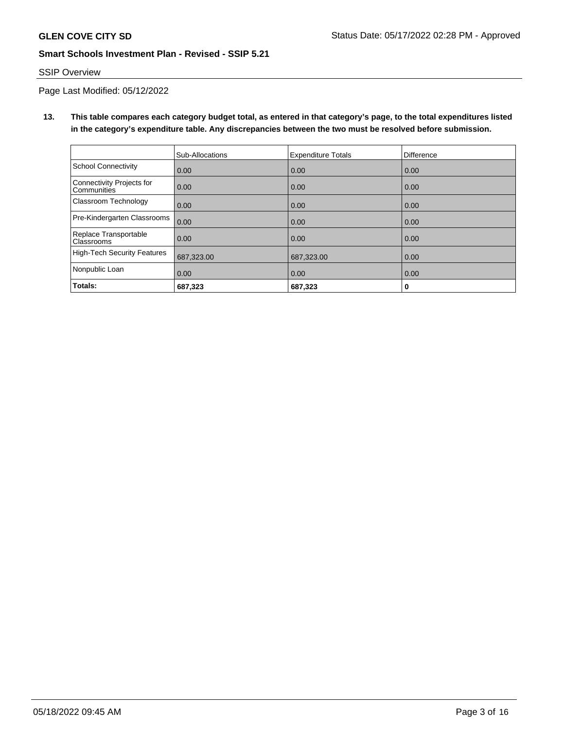## SSIP Overview

Page Last Modified: 05/12/2022

**13. This table compares each category budget total, as entered in that category's page, to the total expenditures listed in the category's expenditure table. Any discrepancies between the two must be resolved before submission.**

| | Sub-Allocations | Expenditure Totals | Difference |
|---|---|---|---|
| School Connectivity | 0.00 | 0.00 | 0.00 |
| Connectivity Projects for Communities | 0.00 | 0.00 | 0.00 |
| Classroom Technology | 0.00 | 0.00 | 0.00 |
| Pre-Kindergarten Classrooms | 0.00 | 0.00 | 0.00 |
| Replace Transportable Classrooms | 0.00 | 0.00 | 0.00 |
| High-Tech Security Features | 687,323.00 | 687,323.00 | 0.00 |
| Nonpublic Loan | 0.00 | 0.00 | 0.00 |
| **Totals:** | **687,323** | **687,323** | **0** |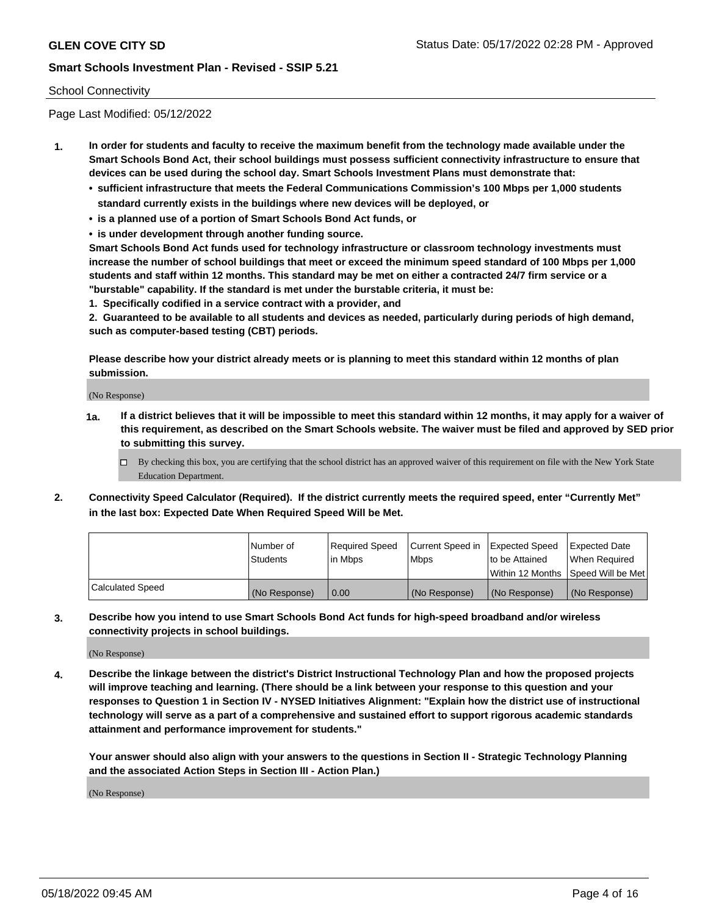School Connectivity

Page Last Modified: 05/12/2022

**1. In order for students and faculty to receive the maximum benefit from the technology made available under the Smart Schools Bond Act, their school buildings must possess sufficient connectivity infrastructure to ensure that devices can be used during the school day. Smart Schools Investment Plans must demonstrate that:**

- **sufficient infrastructure that meets the Federal Communications Commission's 100 Mbps per 1,000 students standard currently exists in the buildings where new devices will be deployed, or**
- **is a planned use of a portion of Smart Schools Bond Act funds, or**
- **is under development through another funding source.**

**Smart Schools Bond Act funds used for technology infrastructure or classroom technology investments must increase the number of school buildings that meet or exceed the minimum speed standard of 100 Mbps per 1,000 students and staff within 12 months. This standard may be met on either a contracted 24/7 firm service or a "burstable" capability. If the standard is met under the burstable criteria, it must be:**

**1. Specifically codified in a service contract with a provider, and**

**2. Guaranteed to be available to all students and devices as needed, particularly during periods of high demand, such as computer-based testing (CBT) periods.**

**Please describe how your district already meets or is planning to meet this standard within 12 months of plan submission.**

(No Response)

**1a. If a district believes that it will be impossible to meet this standard within 12 months, it may apply for a waiver of this requirement, as described on the Smart Schools website. The waiver must be filed and approved by SED prior to submitting this survey.**

☐ By checking this box, you are certifying that the school district has an approved waiver of this requirement on file with the New York State Education Department.

**2. Connectivity Speed Calculator (Required). If the district currently meets the required speed, enter "Currently Met" in the last box: Expected Date When Required Speed Will be Met.**

| | Number of Students | Required Speed in Mbps | Current Speed in Mbps | Expected Speed to be Attained Within 12 Months | Expected Date When Required Speed Will be Met |
|---|---|---|---|---|---|
| Calculated Speed | (No Response) | 0.00 | (No Response) | (No Response) | (No Response) |

**3. Describe how you intend to use Smart Schools Bond Act funds for high-speed broadband and/or wireless connectivity projects in school buildings.**

(No Response)

**4. Describe the linkage between the district's District Instructional Technology Plan and how the proposed projects will improve teaching and learning. (There should be a link between your response to this question and your responses to Question 1 in Section IV - NYSED Initiatives Alignment: "Explain how the district use of instructional technology will serve as a part of a comprehensive and sustained effort to support rigorous academic standards attainment and performance improvement for students."**

**Your answer should also align with your answers to the questions in Section II - Strategic Technology Planning and the associated Action Steps in Section III - Action Plan.)**

(No Response)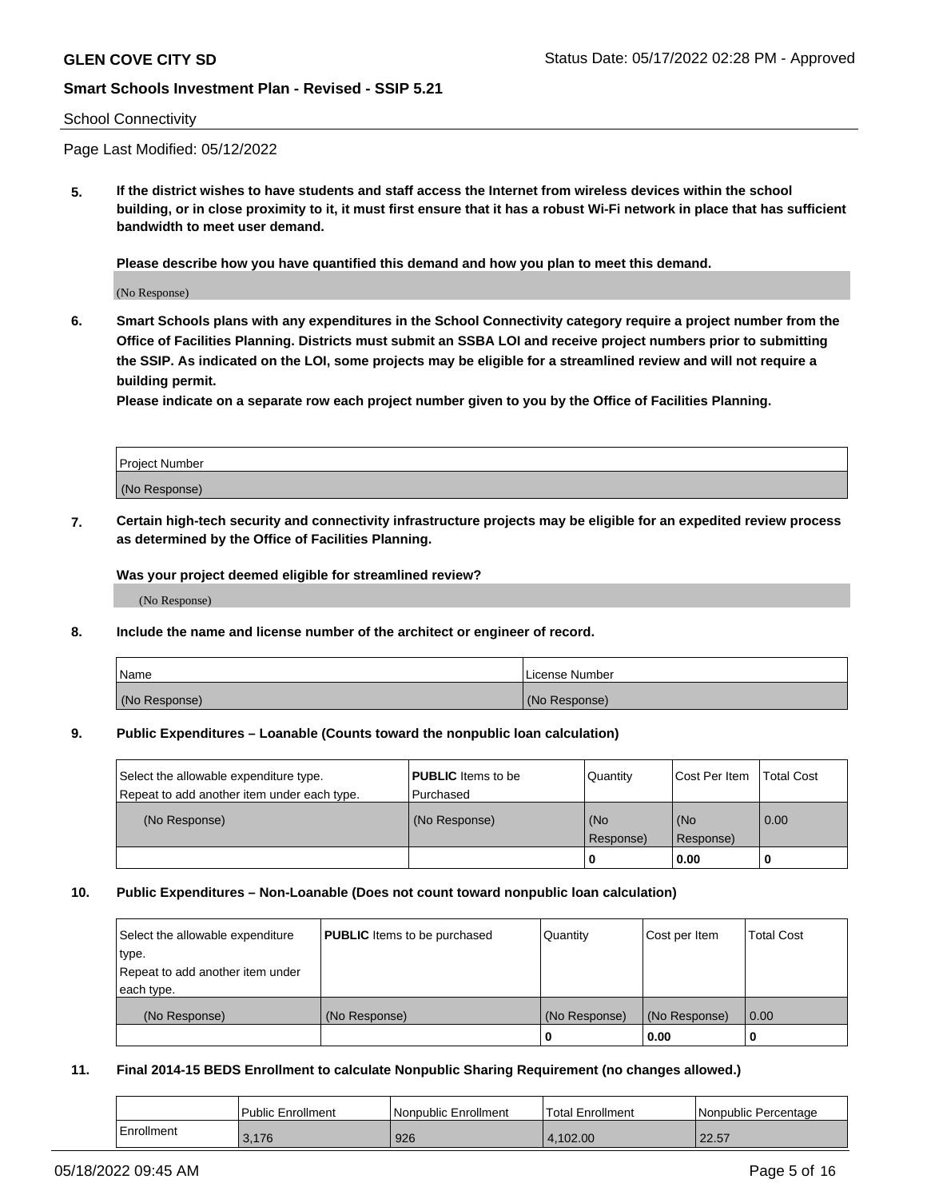School Connectivity

Page Last Modified: 05/12/2022

**5. If the district wishes to have students and staff access the Internet from wireless devices within the school building, or in close proximity to it, it must first ensure that it has a robust Wi-Fi network in place that has sufficient bandwidth to meet user demand.**

**Please describe how you have quantified this demand and how you plan to meet this demand.**

(No Response)

**6. Smart Schools plans with any expenditures in the School Connectivity category require a project number from the Office of Facilities Planning. Districts must submit an SSBA LOI and receive project numbers prior to submitting the SSIP. As indicated on the LOI, some projects may be eligible for a streamlined review and will not require a building permit.**
**Please indicate on a separate row each project number given to you by the Office of Facilities Planning.**

| Project Number |
| --- |
| (No Response) |

**7. Certain high-tech security and connectivity infrastructure projects may be eligible for an expedited review process as determined by the Office of Facilities Planning.**

**Was your project deemed eligible for streamlined review?**

(No Response)

**8. Include the name and license number of the architect or engineer of record.**

| Name | License Number |
| --- | --- |
| (No Response) | (No Response) |

**9. Public Expenditures – Loanable (Counts toward the nonpublic loan calculation)**

| Select the allowable expenditure type. Repeat to add another item under each type. | **PUBLIC** Items to be Purchased | Quantity | Cost Per Item | Total Cost |
| --- | --- | --- | --- | --- |
| (No Response) | (No Response) | (No Response) | (No Response) | 0.00 |
| | | 0 | 0.00 | 0 |

**10. Public Expenditures – Non-Loanable (Does not count toward nonpublic loan calculation)**

| Select the allowable expenditure type. Repeat to add another item under each type. | **PUBLIC** Items to be purchased | Quantity | Cost per Item | Total Cost |
| --- | --- | --- | --- | --- |
| (No Response) | (No Response) | (No Response) | (No Response) | 0.00 |
| | | 0 | 0.00 | 0 |

**11. Final 2014-15 BEDS Enrollment to calculate Nonpublic Sharing Requirement (no changes allowed.)**

| | Public Enrollment | Nonpublic Enrollment | Total Enrollment | Nonpublic Percentage |
| --- | --- | --- | --- | --- |
| Enrollment | 3,176 | 926 | 4,102.00 | 22.57 |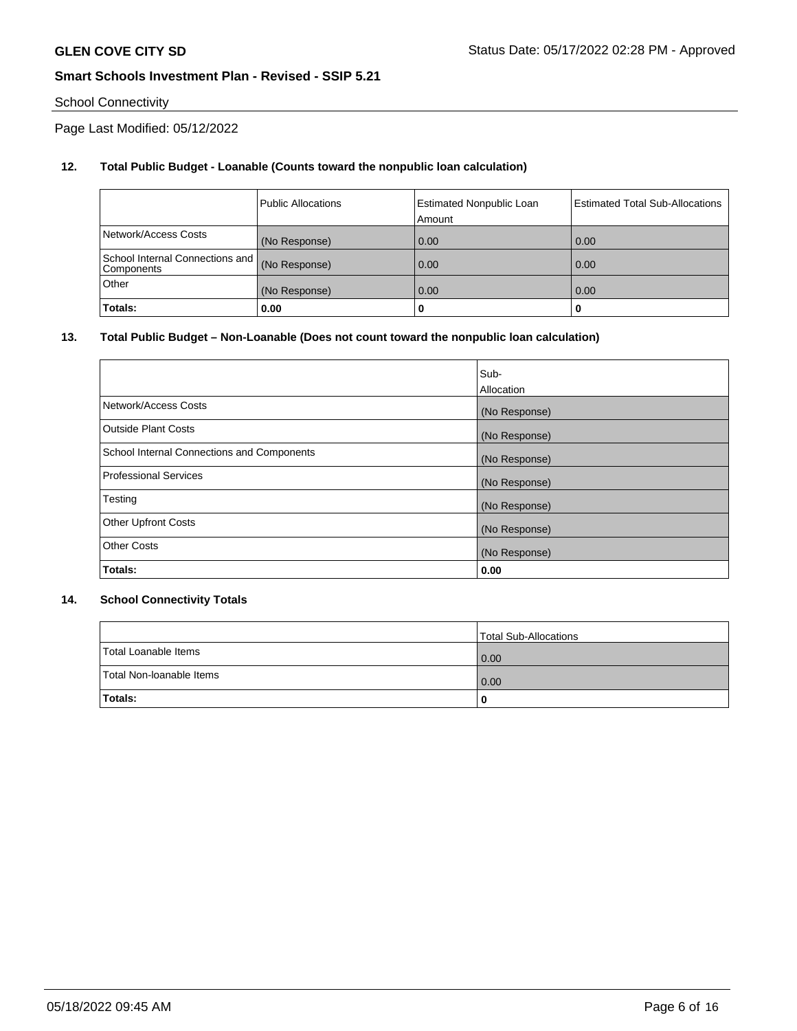School Connectivity

Page Last Modified: 05/12/2022

**12. Total Public Budget - Loanable (Counts toward the nonpublic loan calculation)**

| | Public Allocations | Estimated Nonpublic Loan Amount | Estimated Total Sub-Allocations |
|---|---|---|---|
| Network/Access Costs | (No Response) | 0.00 | 0.00 |
| School Internal Connections and Components | (No Response) | 0.00 | 0.00 |
| Other | (No Response) | 0.00 | 0.00 |
| **Totals:** | **0.00** | **0** | **0** |

**13. Total Public Budget – Non-Loanable (Does not count toward the nonpublic loan calculation)**

| | Sub-Allocation |
|---|---|
| Network/Access Costs | (No Response) |
| Outside Plant Costs | (No Response) |
| School Internal Connections and Components | (No Response) |
| Professional Services | (No Response) |
| Testing | (No Response) |
| Other Upfront Costs | (No Response) |
| Other Costs | (No Response) |
| **Totals:** | **0.00** |

**14. School Connectivity Totals**

| | Total Sub-Allocations |
|---|---|
| Total Loanable Items | 0.00 |
| Total Non-loanable Items | 0.00 |
| **Totals:** | **0** |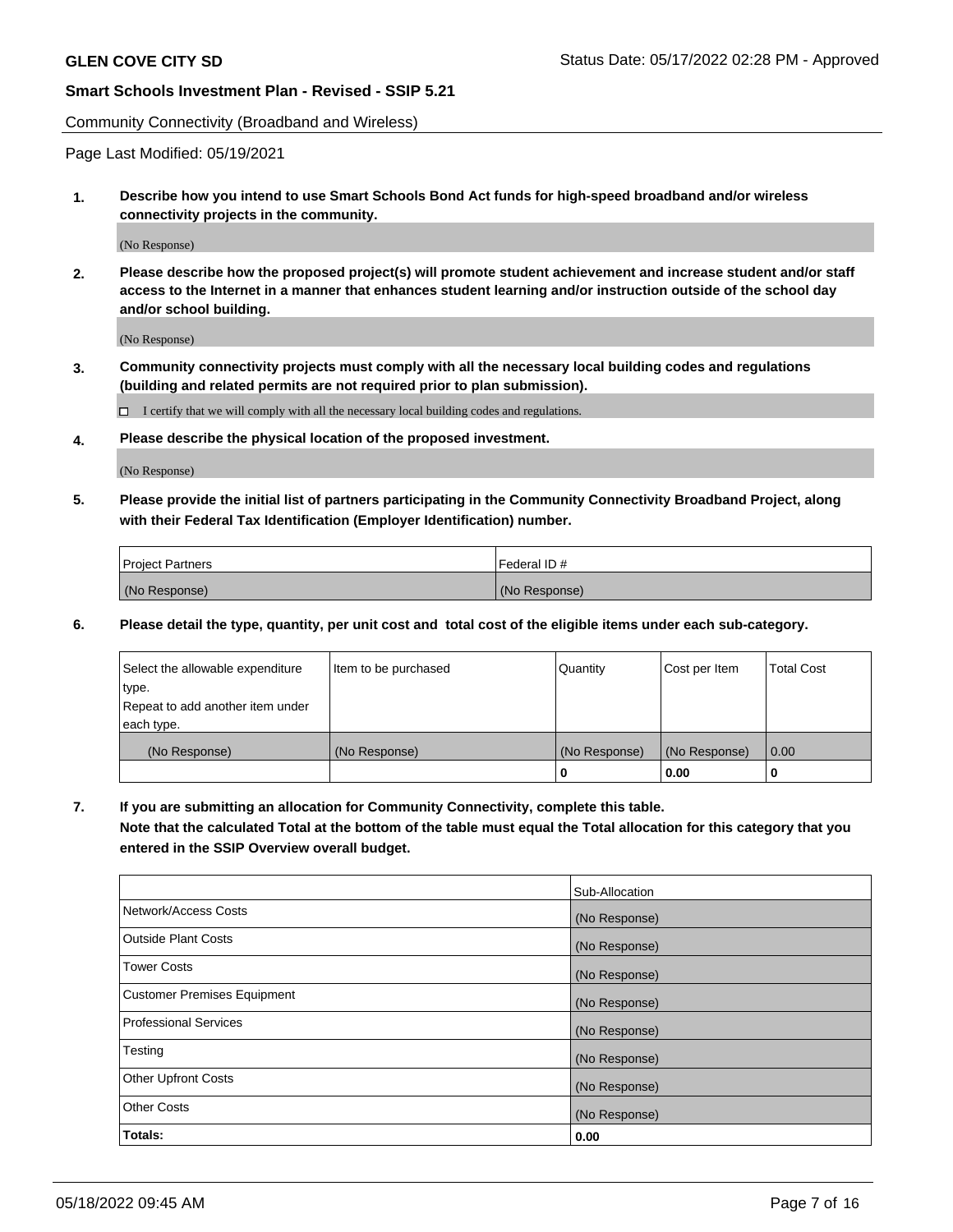Community Connectivity (Broadband and Wireless)

Page Last Modified: 05/19/2021

**1. Describe how you intend to use Smart Schools Bond Act funds for high-speed broadband and/or wireless connectivity projects in the community.**

(No Response)

**2. Please describe how the proposed project(s) will promote student achievement and increase student and/or staff access to the Internet in a manner that enhances student learning and/or instruction outside of the school day and/or school building.**

(No Response)

**3. Community connectivity projects must comply with all the necessary local building codes and regulations (building and related permits are not required prior to plan submission).**

☐ I certify that we will comply with all the necessary local building codes and regulations.

**4. Please describe the physical location of the proposed investment.**

(No Response)

**5. Please provide the initial list of partners participating in the Community Connectivity Broadband Project, along with their Federal Tax Identification (Employer Identification) number.**

| Project Partners | Federal ID # |
| --- | --- |
| (No Response) | (No Response) |

**6. Please detail the type, quantity, per unit cost and total cost of the eligible items under each sub-category.**

| Select the allowable expenditure type. Repeat to add another item under each type. | Item to be purchased | Quantity | Cost per Item | Total Cost |
| --- | --- | --- | --- | --- |
| (No Response) | (No Response) | (No Response) | (No Response) | 0.00 |
| | | 0 | 0.00 | 0 |

**7. If you are submitting an allocation for Community Connectivity, complete this table.**
**Note that the calculated Total at the bottom of the table must equal the Total allocation for this category that you entered in the SSIP Overview overall budget.**

| | Sub-Allocation |
| --- | --- |
| Network/Access Costs | (No Response) |
| Outside Plant Costs | (No Response) |
| Tower Costs | (No Response) |
| Customer Premises Equipment | (No Response) |
| Professional Services | (No Response) |
| Testing | (No Response) |
| Other Upfront Costs | (No Response) |
| Other Costs | (No Response) |
| **Totals:** | **0.00** |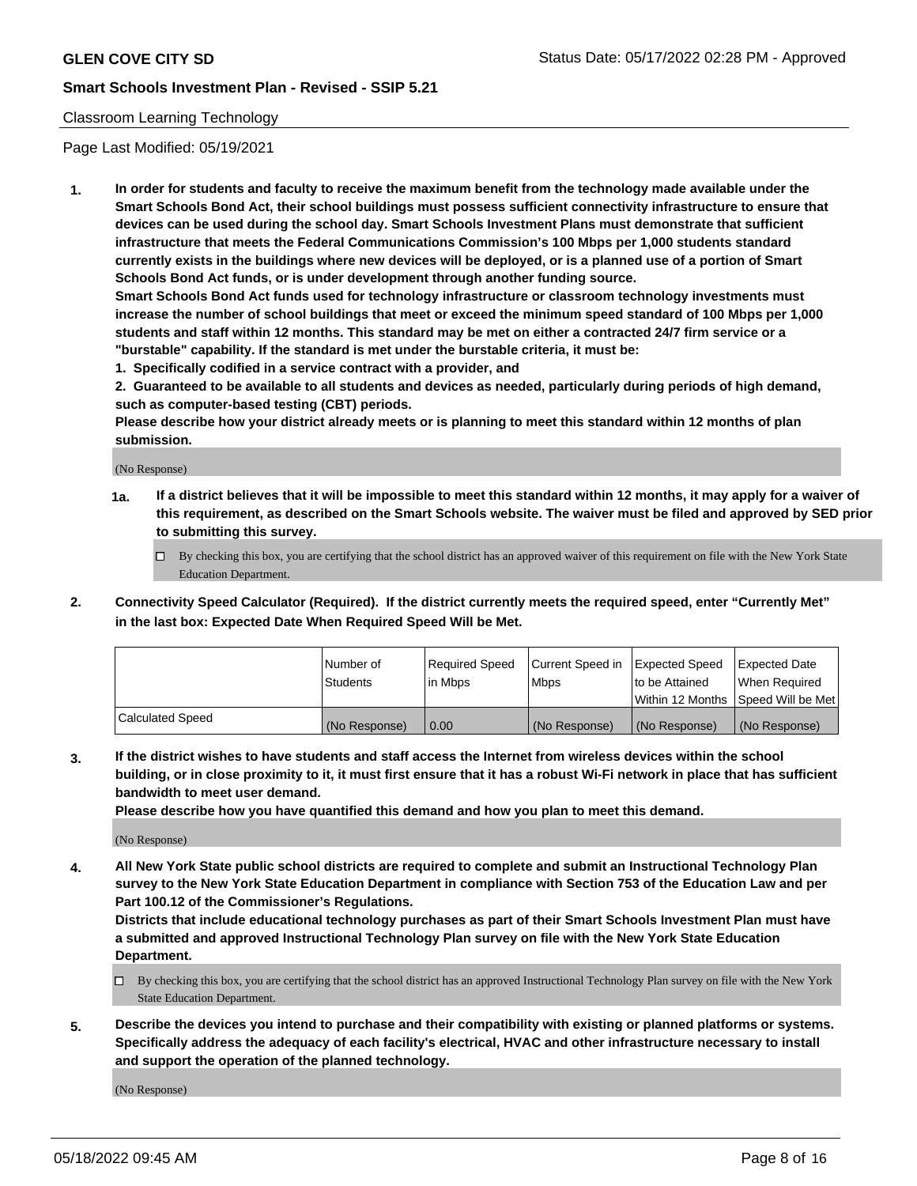## Classroom Learning Technology

Page Last Modified: 05/19/2021

**1. In order for students and faculty to receive the maximum benefit from the technology made available under the Smart Schools Bond Act, their school buildings must possess sufficient connectivity infrastructure to ensure that devices can be used during the school day. Smart Schools Investment Plans must demonstrate that sufficient infrastructure that meets the Federal Communications Commission's 100 Mbps per 1,000 students standard currently exists in the buildings where new devices will be deployed, or is a planned use of a portion of Smart Schools Bond Act funds, or is under development through another funding source.**

**Smart Schools Bond Act funds used for technology infrastructure or classroom technology investments must increase the number of school buildings that meet or exceed the minimum speed standard of 100 Mbps per 1,000 students and staff within 12 months. This standard may be met on either a contracted 24/7 firm service or a "burstable" capability. If the standard is met under the burstable criteria, it must be:**

**1. Specifically codified in a service contract with a provider, and**

**2. Guaranteed to be available to all students and devices as needed, particularly during periods of high demand, such as computer-based testing (CBT) periods.**

**Please describe how your district already meets or is planning to meet this standard within 12 months of plan submission.**

(No Response)

**1a. If a district believes that it will be impossible to meet this standard within 12 months, it may apply for a waiver of this requirement, as described on the Smart Schools website. The waiver must be filed and approved by SED prior to submitting this survey.**

☐ By checking this box, you are certifying that the school district has an approved waiver of this requirement on file with the New York State Education Department.

**2. Connectivity Speed Calculator (Required). If the district currently meets the required speed, enter "Currently Met" in the last box: Expected Date When Required Speed Will be Met.**

| | Number of Students | Required Speed in Mbps | Current Speed in Mbps | Expected Speed to be Attained Within 12 Months | Expected Date When Required Speed Will be Met |
|---|---|---|---|---|---|
| Calculated Speed | (No Response) | 0.00 | (No Response) | (No Response) | (No Response) |

**3. If the district wishes to have students and staff access the Internet from wireless devices within the school building, or in close proximity to it, it must first ensure that it has a robust Wi-Fi network in place that has sufficient bandwidth to meet user demand.**

**Please describe how you have quantified this demand and how you plan to meet this demand.**

(No Response)

**4. All New York State public school districts are required to complete and submit an Instructional Technology Plan survey to the New York State Education Department in compliance with Section 753 of the Education Law and per Part 100.12 of the Commissioner's Regulations.**

**Districts that include educational technology purchases as part of their Smart Schools Investment Plan must have a submitted and approved Instructional Technology Plan survey on file with the New York State Education Department.**

☐ By checking this box, you are certifying that the school district has an approved Instructional Technology Plan survey on file with the New York State Education Department.

**5. Describe the devices you intend to purchase and their compatibility with existing or planned platforms or systems. Specifically address the adequacy of each facility's electrical, HVAC and other infrastructure necessary to install and support the operation of the planned technology.**

(No Response)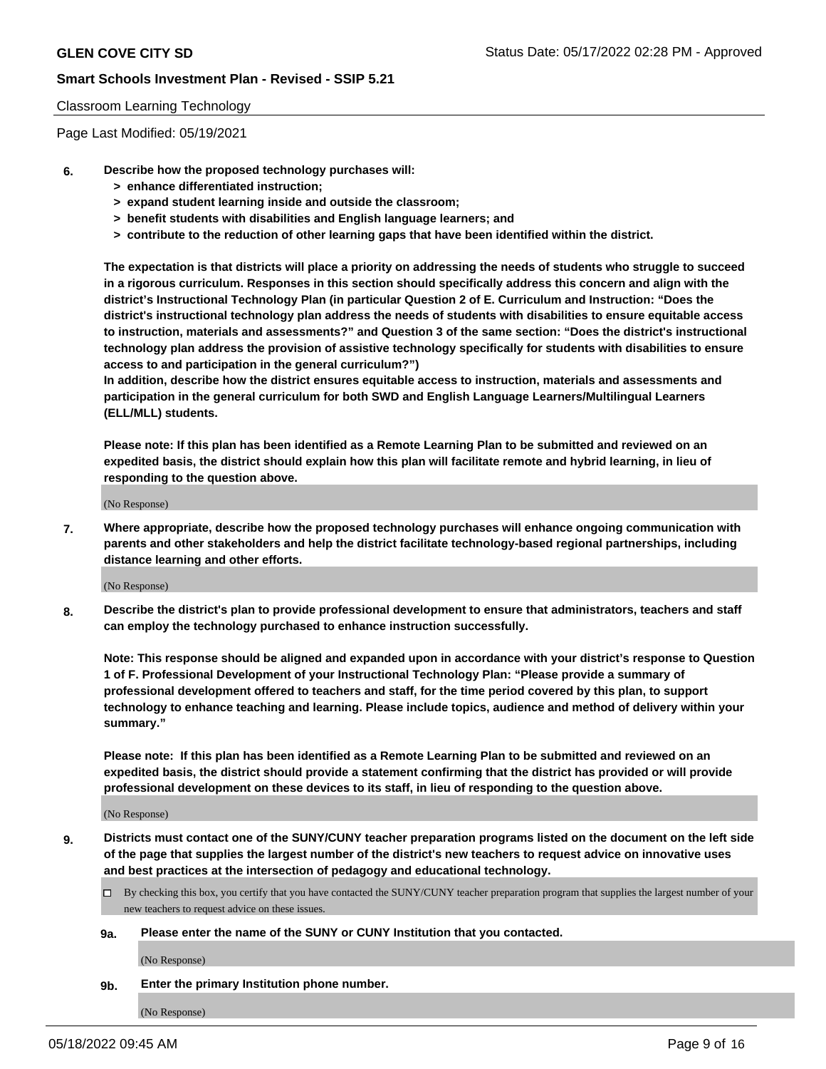Classroom Learning Technology

Page Last Modified: 05/19/2021

**6. Describe how the proposed technology purchases will:**
- **> enhance differentiated instruction;**
- **> expand student learning inside and outside the classroom;**
- **> benefit students with disabilities and English language learners; and**
- **> contribute to the reduction of other learning gaps that have been identified within the district.**

**The expectation is that districts will place a priority on addressing the needs of students who struggle to succeed in a rigorous curriculum. Responses in this section should specifically address this concern and align with the district's Instructional Technology Plan (in particular Question 2 of E. Curriculum and Instruction: "Does the district's instructional technology plan address the needs of students with disabilities to ensure equitable access to instruction, materials and assessments?" and Question 3 of the same section: "Does the district's instructional technology plan address the provision of assistive technology specifically for students with disabilities to ensure access to and participation in the general curriculum?")**

**In addition, describe how the district ensures equitable access to instruction, materials and assessments and participation in the general curriculum for both SWD and English Language Learners/Multilingual Learners (ELL/MLL) students.**

**Please note: If this plan has been identified as a Remote Learning Plan to be submitted and reviewed on an expedited basis, the district should explain how this plan will facilitate remote and hybrid learning, in lieu of responding to the question above.**

(No Response)

**7. Where appropriate, describe how the proposed technology purchases will enhance ongoing communication with parents and other stakeholders and help the district facilitate technology-based regional partnerships, including distance learning and other efforts.**

(No Response)

**8. Describe the district's plan to provide professional development to ensure that administrators, teachers and staff can employ the technology purchased to enhance instruction successfully.**

**Note: This response should be aligned and expanded upon in accordance with your district's response to Question 1 of F. Professional Development of your Instructional Technology Plan: "Please provide a summary of professional development offered to teachers and staff, for the time period covered by this plan, to support technology to enhance teaching and learning. Please include topics, audience and method of delivery within your summary."**

**Please note: If this plan has been identified as a Remote Learning Plan to be submitted and reviewed on an expedited basis, the district should provide a statement confirming that the district has provided or will provide professional development on these devices to its staff, in lieu of responding to the question above.**

(No Response)

**9. Districts must contact one of the SUNY/CUNY teacher preparation programs listed on the document on the left side of the page that supplies the largest number of the district's new teachers to request advice on innovative uses and best practices at the intersection of pedagogy and educational technology.**

☐ By checking this box, you certify that you have contacted the SUNY/CUNY teacher preparation program that supplies the largest number of your new teachers to request advice on these issues.

**9a. Please enter the name of the SUNY or CUNY Institution that you contacted.**

(No Response)

**9b. Enter the primary Institution phone number.**

(No Response)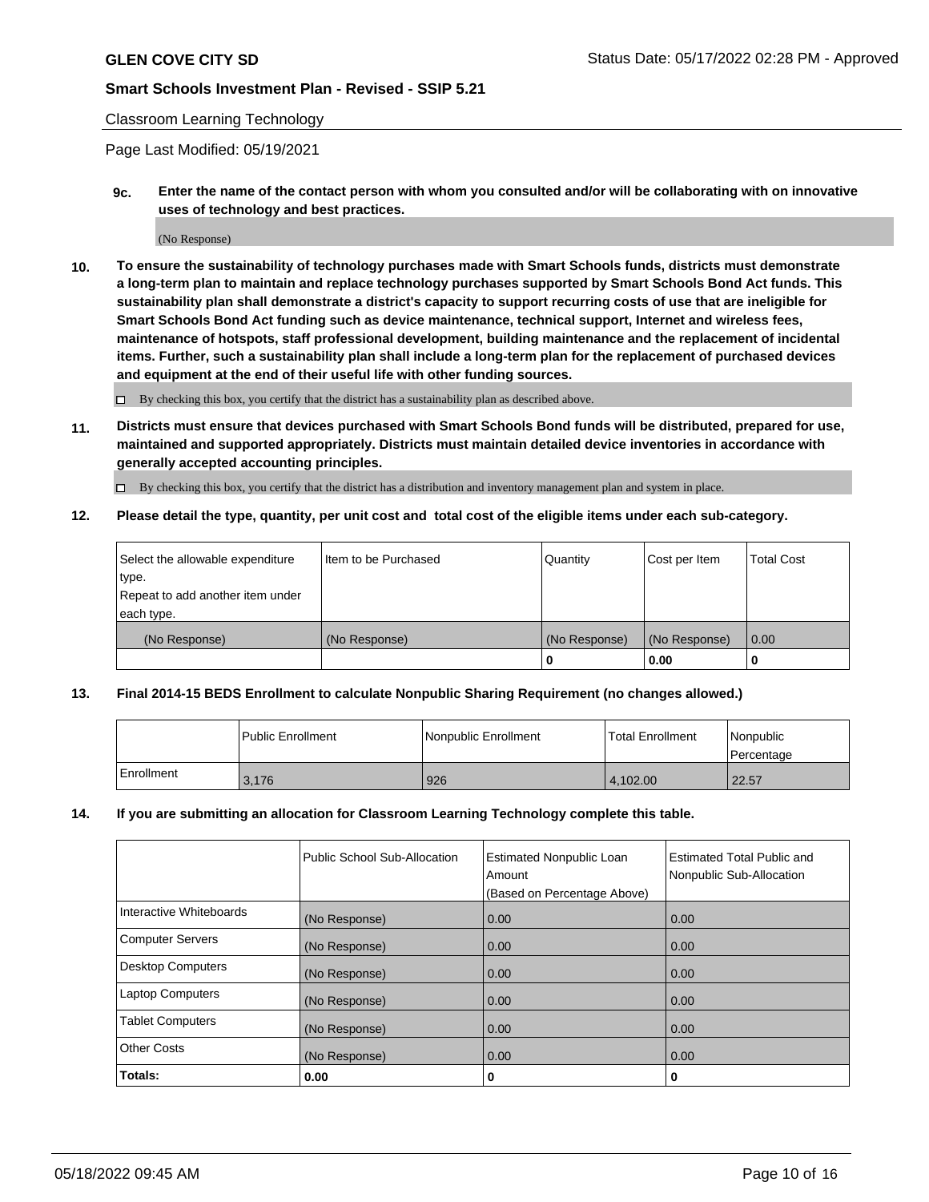Classroom Learning Technology

Page Last Modified: 05/19/2021

**9c. Enter the name of the contact person with whom you consulted and/or will be collaborating with on innovative uses of technology and best practices.**

(No Response)

**10. To ensure the sustainability of technology purchases made with Smart Schools funds, districts must demonstrate a long-term plan to maintain and replace technology purchases supported by Smart Schools Bond Act funds. This sustainability plan shall demonstrate a district's capacity to support recurring costs of use that are ineligible for Smart Schools Bond Act funding such as device maintenance, technical support, Internet and wireless fees, maintenance of hotspots, staff professional development, building maintenance and the replacement of incidental items. Further, such a sustainability plan shall include a long-term plan for the replacement of purchased devices and equipment at the end of their useful life with other funding sources.**

☐ By checking this box, you certify that the district has a sustainability plan as described above.

**11. Districts must ensure that devices purchased with Smart Schools Bond funds will be distributed, prepared for use, maintained and supported appropriately. Districts must maintain detailed device inventories in accordance with generally accepted accounting principles.**

☐ By checking this box, you certify that the district has a distribution and inventory management plan and system in place.

**12. Please detail the type, quantity, per unit cost and total cost of the eligible items under each sub-category.**

| Select the allowable expenditure type. Repeat to add another item under each type. | Item to be Purchased | Quantity | Cost per Item | Total Cost |
|---|---|---|---|---|
| (No Response) | (No Response) | (No Response) | (No Response) | 0.00 |
| | | **0** | **0.00** | **0** |

**13. Final 2014-15 BEDS Enrollment to calculate Nonpublic Sharing Requirement (no changes allowed.)**

| | Public Enrollment | Nonpublic Enrollment | Total Enrollment | Nonpublic Percentage |
|---|---|---|---|---|
| Enrollment | 3,176 | 926 | 4,102.00 | 22.57 |

**14. If you are submitting an allocation for Classroom Learning Technology complete this table.**

| | Public School Sub-Allocation | Estimated Nonpublic Loan Amount (Based on Percentage Above) | Estimated Total Public and Nonpublic Sub-Allocation |
|---|---|---|---|
| Interactive Whiteboards | (No Response) | 0.00 | 0.00 |
| Computer Servers | (No Response) | 0.00 | 0.00 |
| Desktop Computers | (No Response) | 0.00 | 0.00 |
| Laptop Computers | (No Response) | 0.00 | 0.00 |
| Tablet Computers | (No Response) | 0.00 | 0.00 |
| Other Costs | (No Response) | 0.00 | 0.00 |
| **Totals:** | **0.00** | **0** | **0** |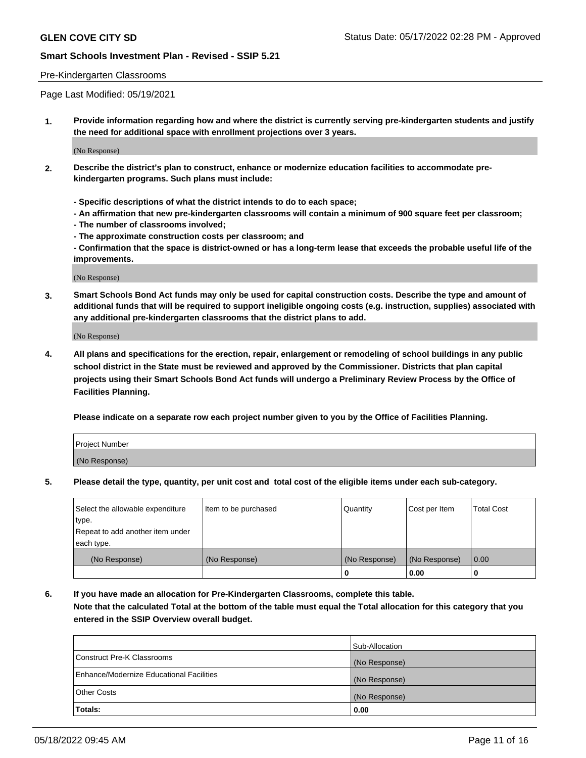Pre-Kindergarten Classrooms

Page Last Modified: 05/19/2021

**1. Provide information regarding how and where the district is currently serving pre-kindergarten students and justify the need for additional space with enrollment projections over 3 years.**

(No Response)

**2. Describe the district's plan to construct, enhance or modernize education facilities to accommodate pre-kindergarten programs. Such plans must include:**

**- Specific descriptions of what the district intends to do to each space;**
**- An affirmation that new pre-kindergarten classrooms will contain a minimum of 900 square feet per classroom;**
**- The number of classrooms involved;**
**- The approximate construction costs per classroom; and**
**- Confirmation that the space is district-owned or has a long-term lease that exceeds the probable useful life of the improvements.**

(No Response)

**3. Smart Schools Bond Act funds may only be used for capital construction costs. Describe the type and amount of additional funds that will be required to support ineligible ongoing costs (e.g. instruction, supplies) associated with any additional pre-kindergarten classrooms that the district plans to add.**

(No Response)

**4. All plans and specifications for the erection, repair, enlargement or remodeling of school buildings in any public school district in the State must be reviewed and approved by the Commissioner. Districts that plan capital projects using their Smart Schools Bond Act funds will undergo a Preliminary Review Process by the Office of Facilities Planning.**

**Please indicate on a separate row each project number given to you by the Office of Facilities Planning.**

| Project Number |
|---|
| (No Response) |

**5. Please detail the type, quantity, per unit cost and total cost of the eligible items under each sub-category.**

| Select the allowable expenditure type. Repeat to add another item under each type. | Item to be purchased | Quantity | Cost per Item | Total Cost |
|---|---|---|---|---|
| (No Response) | (No Response) | (No Response) | (No Response) | 0.00 |
| | | 0 | 0.00 | 0 |

**6. If you have made an allocation for Pre-Kindergarten Classrooms, complete this table. Note that the calculated Total at the bottom of the table must equal the Total allocation for this category that you entered in the SSIP Overview overall budget.**

| | Sub-Allocation |
|---|---|
| Construct Pre-K Classrooms | (No Response) |
| Enhance/Modernize Educational Facilities | (No Response) |
| Other Costs | (No Response) |
| **Totals:** | **0.00** |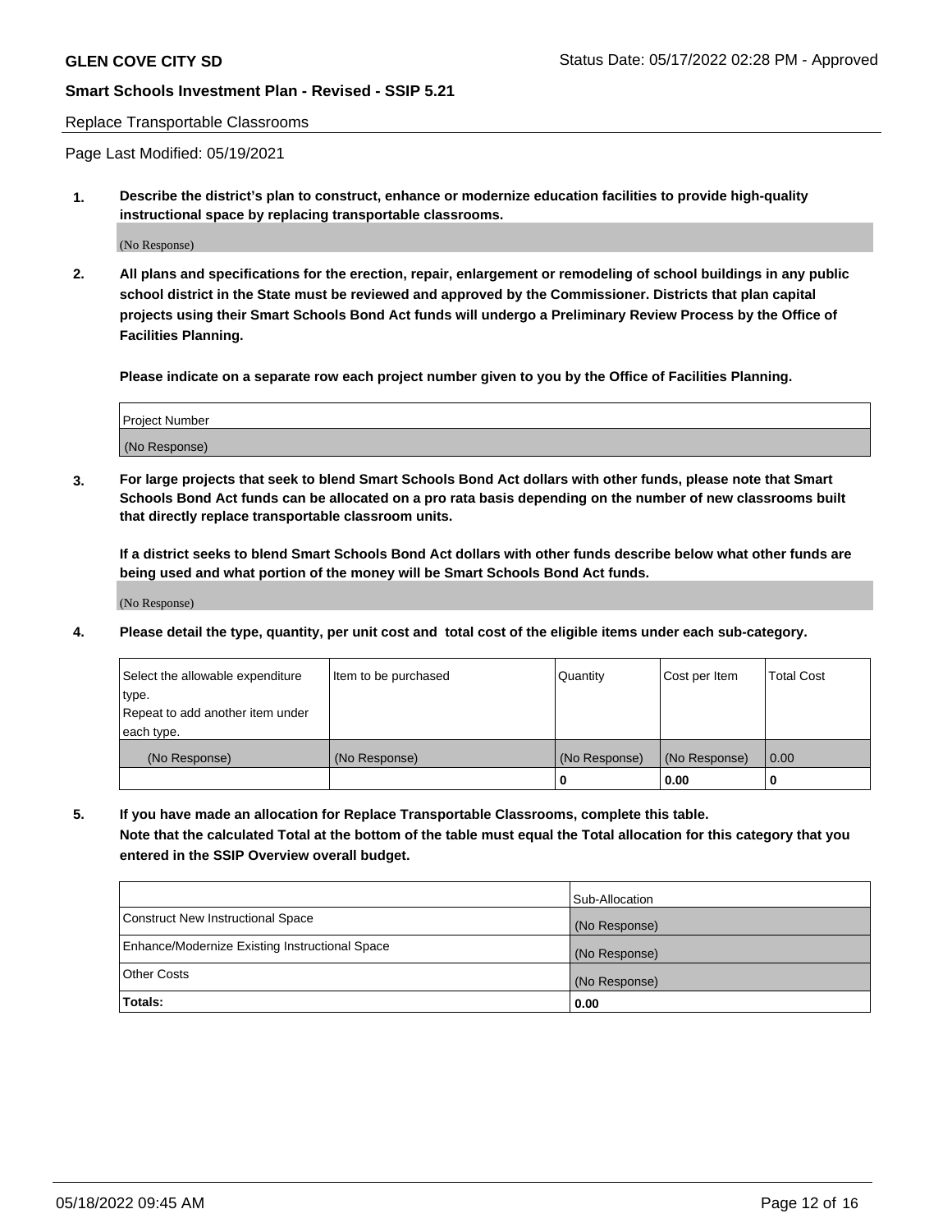Replace Transportable Classrooms

Page Last Modified: 05/19/2021

**1. Describe the district's plan to construct, enhance or modernize education facilities to provide high-quality instructional space by replacing transportable classrooms.**

(No Response)

**2. All plans and specifications for the erection, repair, enlargement or remodeling of school buildings in any public school district in the State must be reviewed and approved by the Commissioner. Districts that plan capital projects using their Smart Schools Bond Act funds will undergo a Preliminary Review Process by the Office of Facilities Planning.**

**Please indicate on a separate row each project number given to you by the Office of Facilities Planning.**

| Project Number |
| --- |
| (No Response) |

**3. For large projects that seek to blend Smart Schools Bond Act dollars with other funds, please note that Smart Schools Bond Act funds can be allocated on a pro rata basis depending on the number of new classrooms built that directly replace transportable classroom units.**

**If a district seeks to blend Smart Schools Bond Act dollars with other funds describe below what other funds are being used and what portion of the money will be Smart Schools Bond Act funds.**

(No Response)

**4. Please detail the type, quantity, per unit cost and total cost of the eligible items under each sub-category.**

| Select the allowable expenditure type. Repeat to add another item under each type. | Item to be purchased | Quantity | Cost per Item | Total Cost |
| --- | --- | --- | --- | --- |
| (No Response) | (No Response) | (No Response) | (No Response) | 0.00 |
| | | 0 | 0.00 | 0 |

**5. If you have made an allocation for Replace Transportable Classrooms, complete this table. Note that the calculated Total at the bottom of the table must equal the Total allocation for this category that you entered in the SSIP Overview overall budget.**

| | Sub-Allocation |
| --- | --- |
| Construct New Instructional Space | (No Response) |
| Enhance/Modernize Existing Instructional Space | (No Response) |
| Other Costs | (No Response) |
| **Totals:** | 0.00 |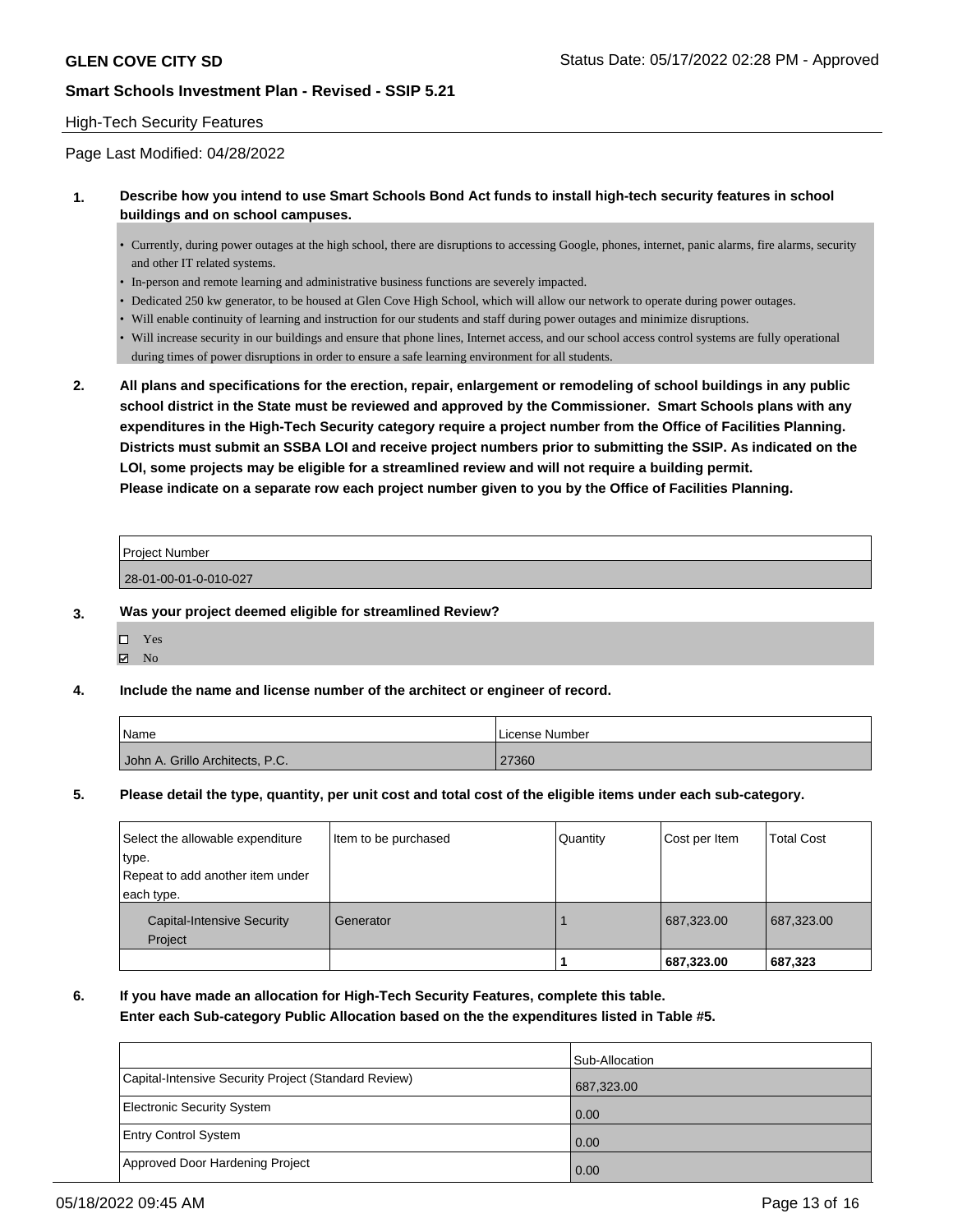**GLEN COVE CITY SD** Status Date: 05/17/2022 02:28 PM - Approved

**Smart Schools Investment Plan - Revised - SSIP 5.21**

High-Tech Security Features

Page Last Modified: 04/28/2022

**1. Describe how you intend to use Smart Schools Bond Act funds to install high-tech security features in school buildings and on school campuses.**

- Currently, during power outages at the high school, there are disruptions to accessing Google, phones, internet, panic alarms, fire alarms, security and other IT related systems.
- In-person and remote learning and administrative business functions are severely impacted.
- Dedicated 250 kw generator, to be housed at Glen Cove High School, which will allow our network to operate during power outages.
- Will enable continuity of learning and instruction for our students and staff during power outages and minimize disruptions.
- Will increase security in our buildings and ensure that phone lines, Internet access, and our school access control systems are fully operational during times of power disruptions in order to ensure a safe learning environment for all students.

**2. All plans and specifications for the erection, repair, enlargement or remodeling of school buildings in any public school district in the State must be reviewed and approved by the Commissioner. Smart Schools plans with any expenditures in the High-Tech Security category require a project number from the Office of Facilities Planning. Districts must submit an SSBA LOI and receive project numbers prior to submitting the SSIP. As indicated on the LOI, some projects may be eligible for a streamlined review and will not require a building permit.**
**Please indicate on a separate row each project number given to you by the Office of Facilities Planning.**

| Project Number |
|---|
| 28-01-00-01-0-010-027 |

**3. Was your project deemed eligible for streamlined Review?**

☐ Yes
☑ No

**4. Include the name and license number of the architect or engineer of record.**

| Name | License Number |
|---|---|
| John A. Grillo Architects, P.C. | 27360 |

**5. Please detail the type, quantity, per unit cost and total cost of the eligible items under each sub-category.**

| Select the allowable expenditure type. Repeat to add another item under each type. | Item to be purchased | Quantity | Cost per Item | Total Cost |
|---|---|---|---|---|
| Capital-Intensive Security Project | Generator | 1 | 687,323.00 | 687,323.00 |
| | | **1** | **687,323.00** | **687,323** |

**6. If you have made an allocation for High-Tech Security Features, complete this table.**
**Enter each Sub-category Public Allocation based on the the expenditures listed in Table #5.**

| | Sub-Allocation |
|---|---|
| Capital-Intensive Security Project (Standard Review) | 687,323.00 |
| Electronic Security System | 0.00 |
| Entry Control System | 0.00 |
| Approved Door Hardening Project | 0.00 |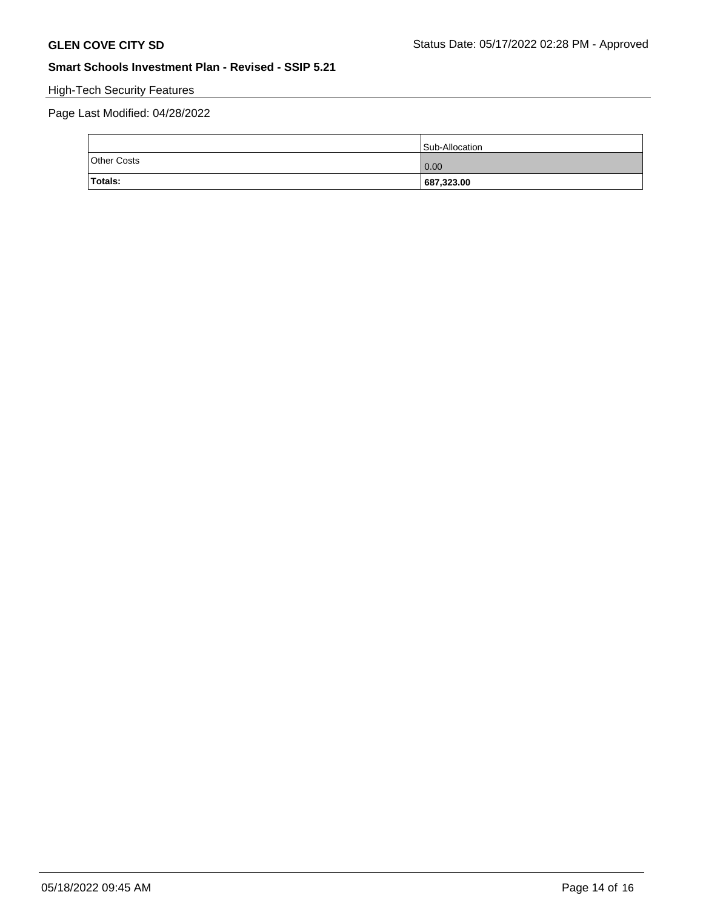High-Tech Security Features

Page Last Modified: 04/28/2022

| | Sub-Allocation |
|---|---|
| Other Costs | 0.00 |
| **Totals:** | **687,323.00** |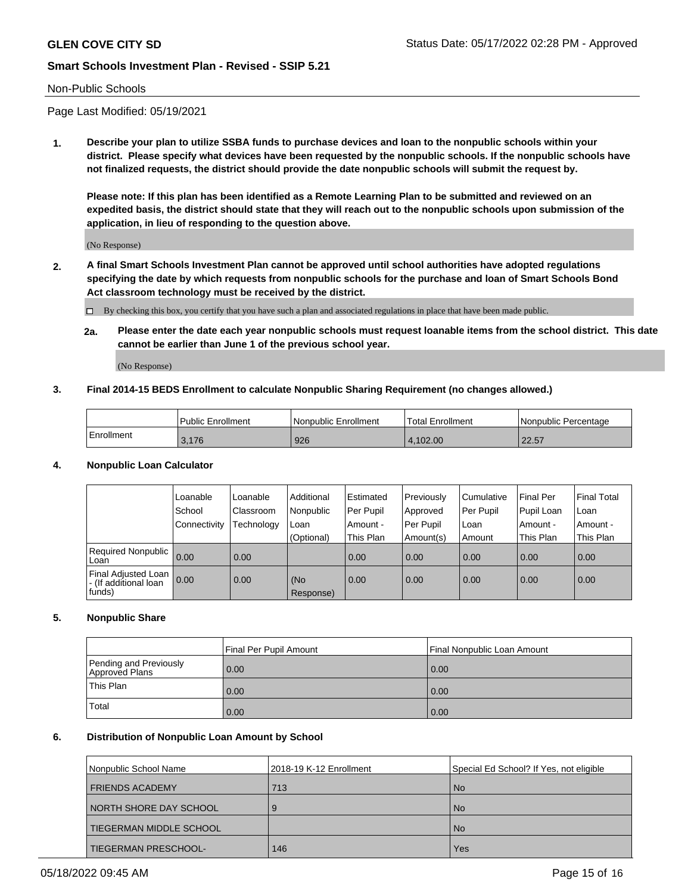Non-Public Schools

Page Last Modified: 05/19/2021

**1. Describe your plan to utilize SSBA funds to purchase devices and loan to the nonpublic schools within your district. Please specify what devices have been requested by the nonpublic schools. If the nonpublic schools have not finalized requests, the district should provide the date nonpublic schools will submit the request by.**

**Please note: If this plan has been identified as a Remote Learning Plan to be submitted and reviewed on an expedited basis, the district should state that they will reach out to the nonpublic schools upon submission of the application, in lieu of responding to the question above.**

(No Response)

**2. A final Smart Schools Investment Plan cannot be approved until school authorities have adopted regulations specifying the date by which requests from nonpublic schools for the purchase and loan of Smart Schools Bond Act classroom technology must be received by the district.**

☐ By checking this box, you certify that you have such a plan and associated regulations in place that have been made public.

**2a. Please enter the date each year nonpublic schools must request loanable items from the school district. This date cannot be earlier than June 1 of the previous school year.**

(No Response)

**3. Final 2014-15 BEDS Enrollment to calculate Nonpublic Sharing Requirement (no changes allowed.)**

| | Public Enrollment | Nonpublic Enrollment | Total Enrollment | Nonpublic Percentage |
|---|---|---|---|---|
| Enrollment | 3,176 | 926 | 4,102.00 | 22.57 |

**4. Nonpublic Loan Calculator**

| | Loanable School Connectivity | Loanable Classroom Technology | Additional Nonpublic Loan (Optional) | Estimated Per Pupil Amount - This Plan | Previously Approved Per Pupil Amount(s) | Cumulative Per Pupil Loan Amount | Final Per Pupil Loan Amount - This Plan | Final Total Loan Amount - This Plan |
|---|---|---|---|---|---|---|---|---|
| Required Nonpublic Loan | 0.00 | 0.00 | | 0.00 | 0.00 | 0.00 | 0.00 | 0.00 |
| Final Adjusted Loan - (If additional loan funds) | 0.00 | 0.00 | (No Response) | 0.00 | 0.00 | 0.00 | 0.00 | 0.00 |

**5. Nonpublic Share**

| | Final Per Pupil Amount | Final Nonpublic Loan Amount |
|---|---|---|
| Pending and Previously Approved Plans | 0.00 | 0.00 |
| This Plan | 0.00 | 0.00 |
| Total | 0.00 | 0.00 |

**6. Distribution of Nonpublic Loan Amount by School**

| Nonpublic School Name | 2018-19 K-12 Enrollment | Special Ed School? If Yes, not eligible |
|---|---|---|
| FRIENDS ACADEMY | 713 | No |
| NORTH SHORE DAY SCHOOL | 9 | No |
| TIEGERMAN MIDDLE SCHOOL | | No |
| TIEGERMAN PRESCHOOL- | 146 | Yes |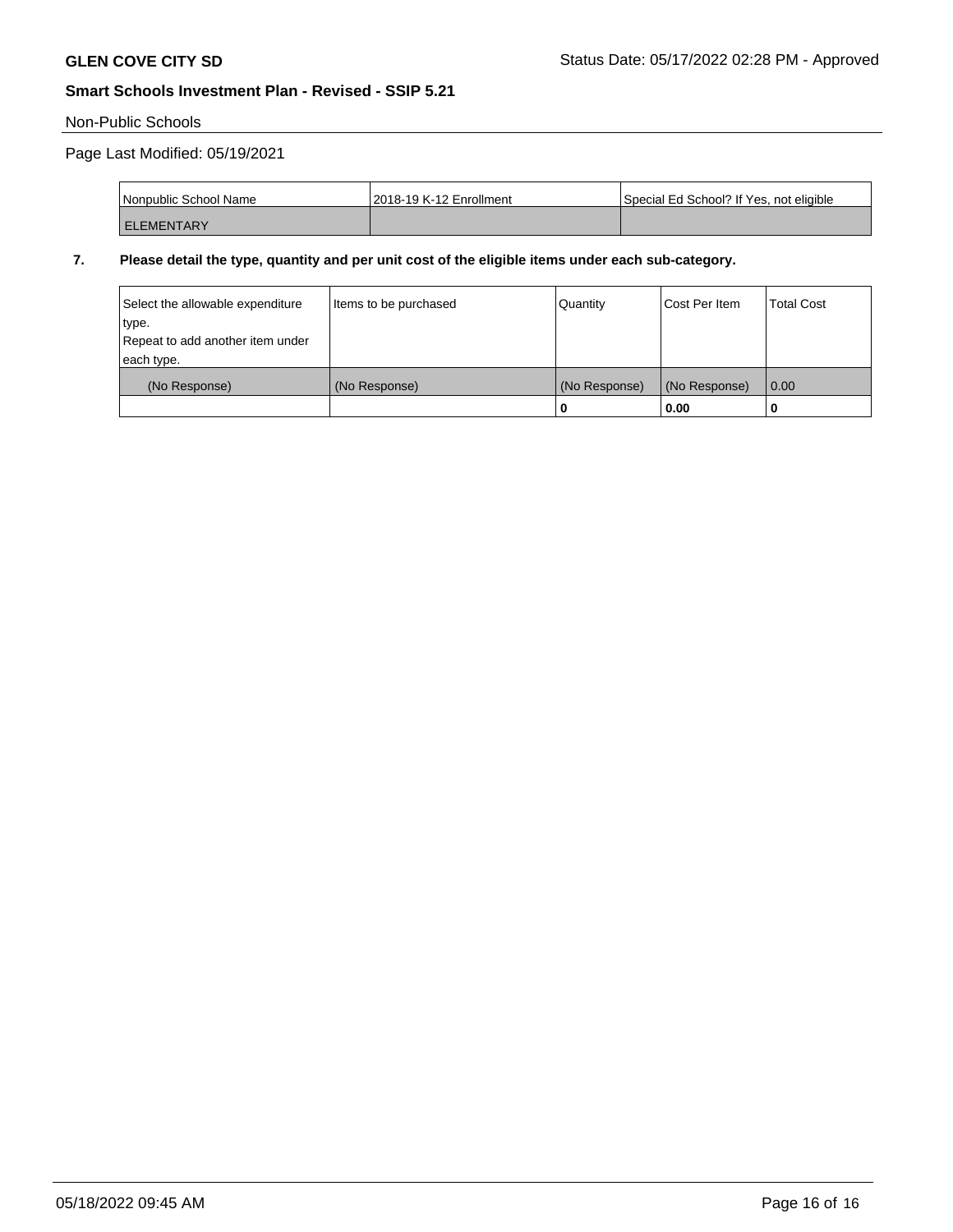Non-Public Schools

Page Last Modified: 05/19/2021

| Nonpublic School Name | 2018-19 K-12 Enrollment | Special Ed School? If Yes, not eligible |
|---|---|---|
| ELEMENTARY | | |

**7. Please detail the type, quantity and per unit cost of the eligible items under each sub-category.**

| Select the allowable expenditure type. Repeat to add another item under each type. | Items to be purchased | Quantity | Cost Per Item | Total Cost |
|---|---|---|---|---|
| (No Response) | (No Response) | (No Response) | (No Response) | 0.00 |
| | | **0** | **0.00** | **0** |